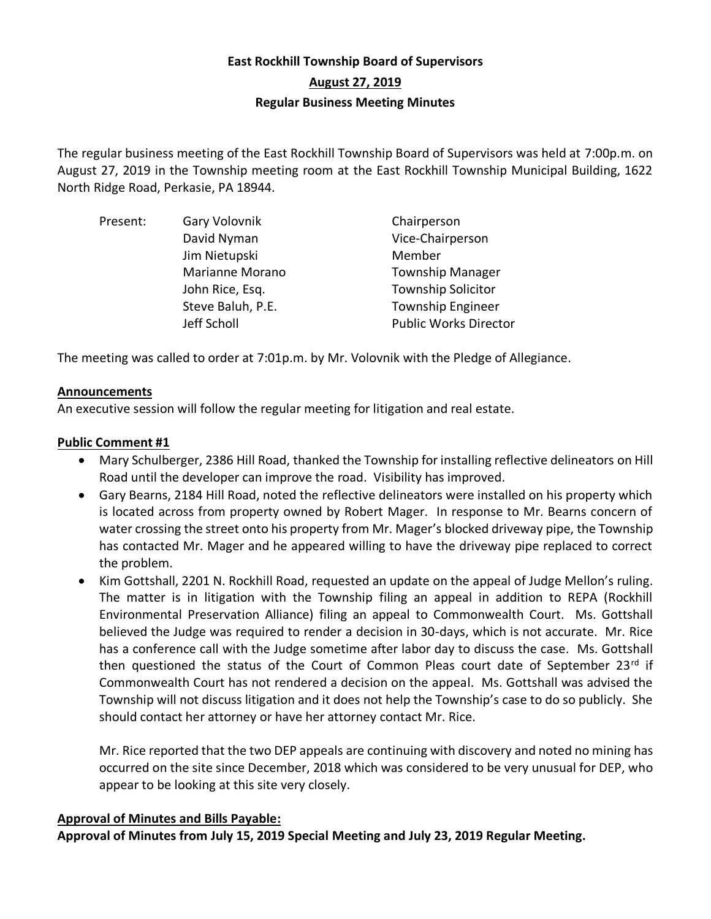# East Rockhill Township Board of Supervisors

## August 27, 2019

## Regular Business Meeting Minutes

The regular business meeting of the East Rockhill Township Board of Supervisors was held at 7:00p.m. on August 27, 2019 in the Township meeting room at the East Rockhill Township Municipal Building, 1622 North Ridge Road, Perkasie, PA 18944.

| | | |
|---|---|---|
| Present: | Gary Volovnik | Chairperson |
| | David Nyman | Vice-Chairperson |
| | Jim Nietupski | Member |
| | Marianne Morano | Township Manager |
| | John Rice, Esq. | Township Solicitor |
| | Steve Baluh, P.E. | Township Engineer |
| | Jeff Scholl | Public Works Director |

The meeting was called to order at 7:01p.m. by Mr. Volovnik with the Pledge of Allegiance.

**Announcements**

An executive session will follow the regular meeting for litigation and real estate.

**Public Comment #1**

- Mary Schulberger, 2386 Hill Road, thanked the Township for installing reflective delineators on Hill Road until the developer can improve the road. Visibility has improved.
- Gary Bearns, 2184 Hill Road, noted the reflective delineators were installed on his property which is located across from property owned by Robert Mager. In response to Mr. Bearns concern of water crossing the street onto his property from Mr. Mager's blocked driveway pipe, the Township has contacted Mr. Mager and he appeared willing to have the driveway pipe replaced to correct the problem.
- Kim Gottshall, 2201 N. Rockhill Road, requested an update on the appeal of Judge Mellon's ruling. The matter is in litigation with the Township filing an appeal in addition to REPA (Rockhill Environmental Preservation Alliance) filing an appeal to Commonwealth Court. Ms. Gottshall believed the Judge was required to render a decision in 30-days, which is not accurate. Mr. Rice has a conference call with the Judge sometime after labor day to discuss the case. Ms. Gottshall then questioned the status of the Court of Common Pleas court date of September 23rd if Commonwealth Court has not rendered a decision on the appeal. Ms. Gottshall was advised the Township will not discuss litigation and it does not help the Township's case to do so publicly. She should contact her attorney or have her attorney contact Mr. Rice.

  Mr. Rice reported that the two DEP appeals are continuing with discovery and noted no mining has occurred on the site since December, 2018 which was considered to be very unusual for DEP, who appear to be looking at this site very closely.

**Approval of Minutes and Bills Payable:**

**Approval of Minutes from July 15, 2019 Special Meeting and July 23, 2019 Regular Meeting.**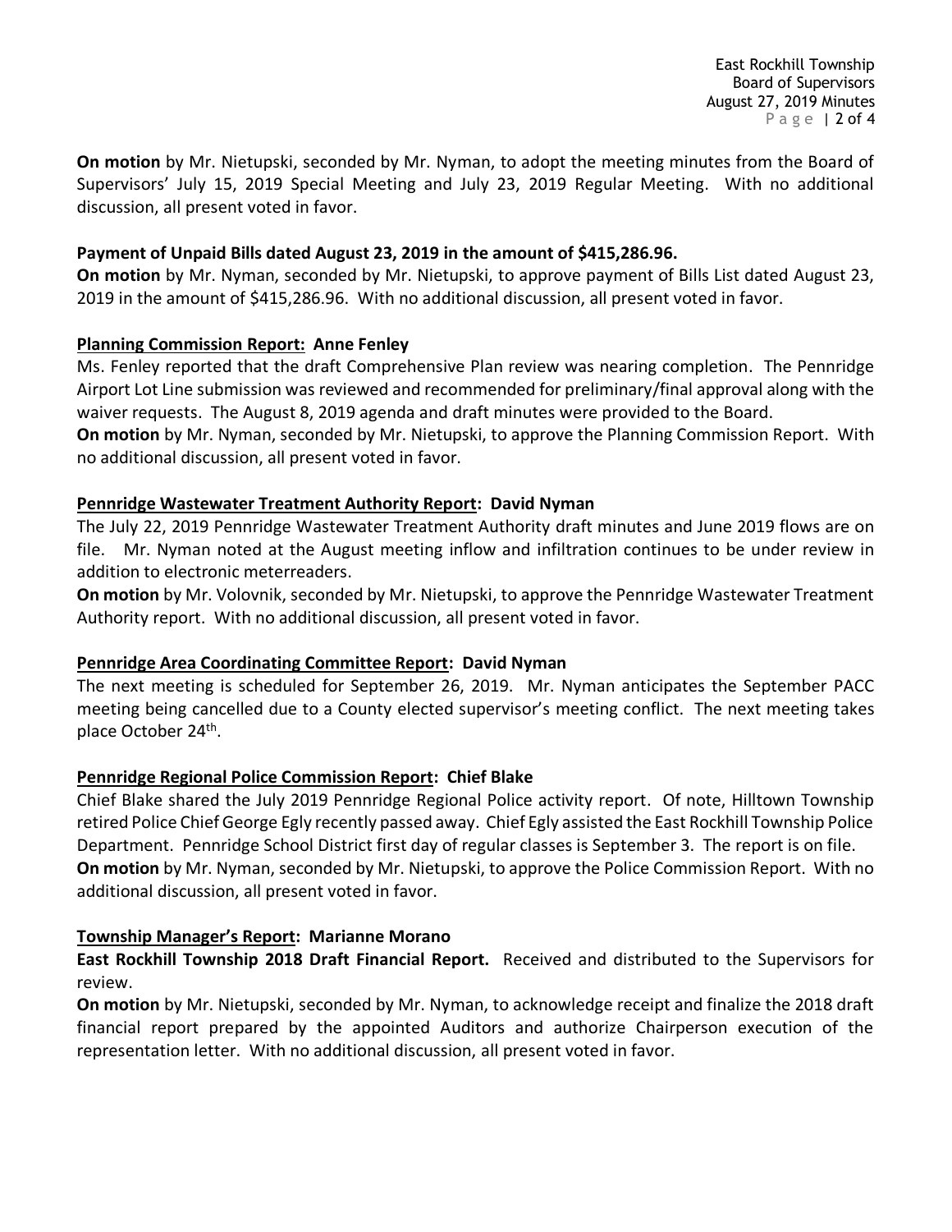**On motion** by Mr. Nietupski, seconded by Mr. Nyman, to adopt the meeting minutes from the Board of Supervisors' July 15, 2019 Special Meeting and July 23, 2019 Regular Meeting. With no additional discussion, all present voted in favor.

**Payment of Unpaid Bills dated August 23, 2019 in the amount of $415,286.96.**

**On motion** by Mr. Nyman, seconded by Mr. Nietupski, to approve payment of Bills List dated August 23, 2019 in the amount of $415,286.96. With no additional discussion, all present voted in favor.

**Planning Commission Report: Anne Fenley**

Ms. Fenley reported that the draft Comprehensive Plan review was nearing completion. The Pennridge Airport Lot Line submission was reviewed and recommended for preliminary/final approval along with the waiver requests. The August 8, 2019 agenda and draft minutes were provided to the Board.

**On motion** by Mr. Nyman, seconded by Mr. Nietupski, to approve the Planning Commission Report. With no additional discussion, all present voted in favor.

**Pennridge Wastewater Treatment Authority Report: David Nyman**

The July 22, 2019 Pennridge Wastewater Treatment Authority draft minutes and June 2019 flows are on file. Mr. Nyman noted at the August meeting inflow and infiltration continues to be under review in addition to electronic meterreaders.

**On motion** by Mr. Volovnik, seconded by Mr. Nietupski, to approve the Pennridge Wastewater Treatment Authority report. With no additional discussion, all present voted in favor.

**Pennridge Area Coordinating Committee Report: David Nyman**

The next meeting is scheduled for September 26, 2019. Mr. Nyman anticipates the September PACC meeting being cancelled due to a County elected supervisor's meeting conflict. The next meeting takes place October 24th.

**Pennridge Regional Police Commission Report: Chief Blake**

Chief Blake shared the July 2019 Pennridge Regional Police activity report. Of note, Hilltown Township retired Police Chief George Egly recently passed away. Chief Egly assisted the East Rockhill Township Police Department. Pennridge School District first day of regular classes is September 3. The report is on file.

**On motion** by Mr. Nyman, seconded by Mr. Nietupski, to approve the Police Commission Report. With no additional discussion, all present voted in favor.

**Township Manager's Report: Marianne Morano**

**East Rockhill Township 2018 Draft Financial Report.** Received and distributed to the Supervisors for review.

**On motion** by Mr. Nietupski, seconded by Mr. Nyman, to acknowledge receipt and finalize the 2018 draft financial report prepared by the appointed Auditors and authorize Chairperson execution of the representation letter. With no additional discussion, all present voted in favor.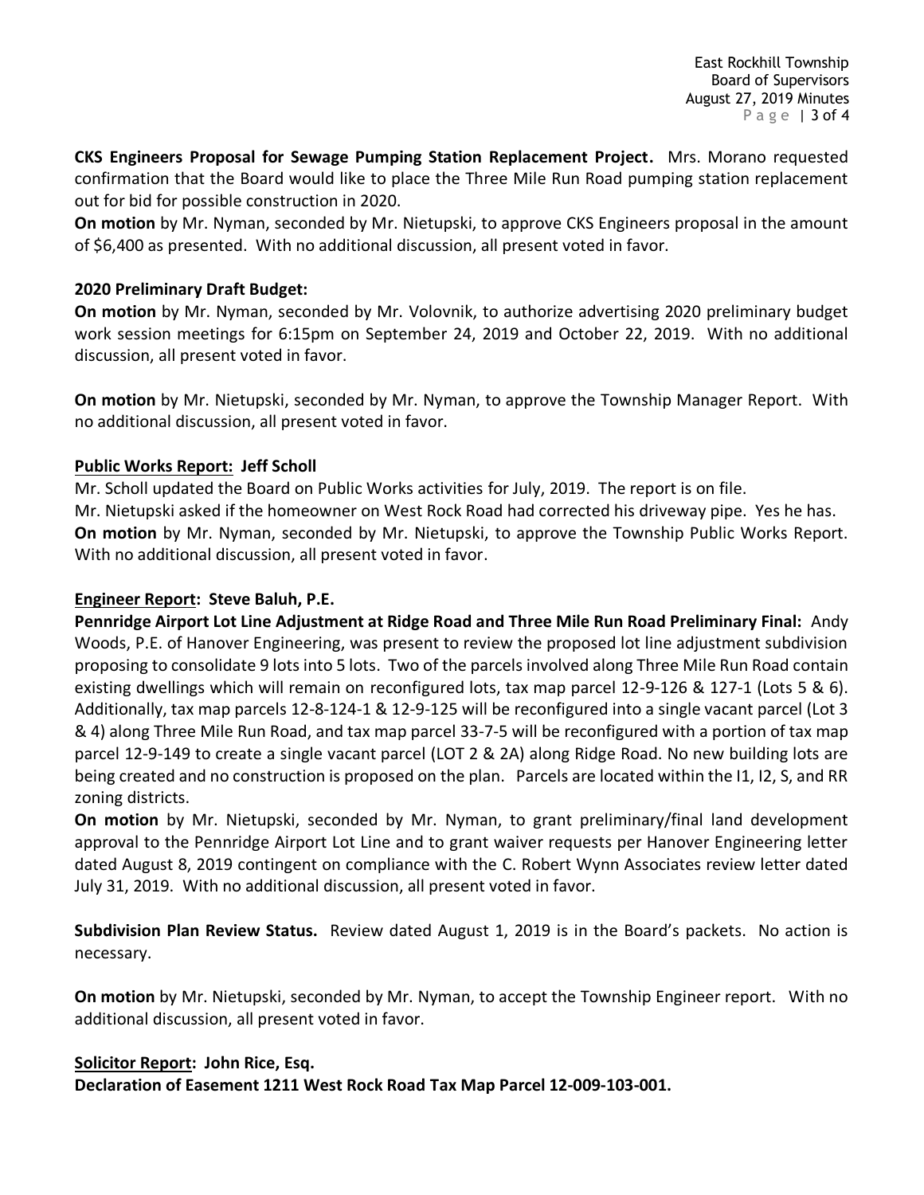**CKS Engineers Proposal for Sewage Pumping Station Replacement Project.** Mrs. Morano requested confirmation that the Board would like to place the Three Mile Run Road pumping station replacement out for bid for possible construction in 2020.

**On motion** by Mr. Nyman, seconded by Mr. Nietupski, to approve CKS Engineers proposal in the amount of $6,400 as presented. With no additional discussion, all present voted in favor.

**2020 Preliminary Draft Budget:**

**On motion** by Mr. Nyman, seconded by Mr. Volovnik, to authorize advertising 2020 preliminary budget work session meetings for 6:15pm on September 24, 2019 and October 22, 2019. With no additional discussion, all present voted in favor.

**On motion** by Mr. Nietupski, seconded by Mr. Nyman, to approve the Township Manager Report. With no additional discussion, all present voted in favor.

**Public Works Report: Jeff Scholl**

Mr. Scholl updated the Board on Public Works activities for July, 2019. The report is on file.

Mr. Nietupski asked if the homeowner on West Rock Road had corrected his driveway pipe. Yes he has.

**On motion** by Mr. Nyman, seconded by Mr. Nietupski, to approve the Township Public Works Report. With no additional discussion, all present voted in favor.

**Engineer Report: Steve Baluh, P.E.**

**Pennridge Airport Lot Line Adjustment at Ridge Road and Three Mile Run Road Preliminary Final:** Andy Woods, P.E. of Hanover Engineering, was present to review the proposed lot line adjustment subdivision proposing to consolidate 9 lots into 5 lots. Two of the parcels involved along Three Mile Run Road contain existing dwellings which will remain on reconfigured lots, tax map parcel 12-9-126 & 127-1 (Lots 5 & 6). Additionally, tax map parcels 12-8-124-1 & 12-9-125 will be reconfigured into a single vacant parcel (Lot 3 & 4) along Three Mile Run Road, and tax map parcel 33-7-5 will be reconfigured with a portion of tax map parcel 12-9-149 to create a single vacant parcel (LOT 2 & 2A) along Ridge Road. No new building lots are being created and no construction is proposed on the plan. Parcels are located within the I1, I2, S, and RR zoning districts.

**On motion** by Mr. Nietupski, seconded by Mr. Nyman, to grant preliminary/final land development approval to the Pennridge Airport Lot Line and to grant waiver requests per Hanover Engineering letter dated August 8, 2019 contingent on compliance with the C. Robert Wynn Associates review letter dated July 31, 2019. With no additional discussion, all present voted in favor.

**Subdivision Plan Review Status.** Review dated August 1, 2019 is in the Board's packets. No action is necessary.

**On motion** by Mr. Nietupski, seconded by Mr. Nyman, to accept the Township Engineer report. With no additional discussion, all present voted in favor.

**Solicitor Report: John Rice, Esq.**

**Declaration of Easement 1211 West Rock Road Tax Map Parcel 12-009-103-001.**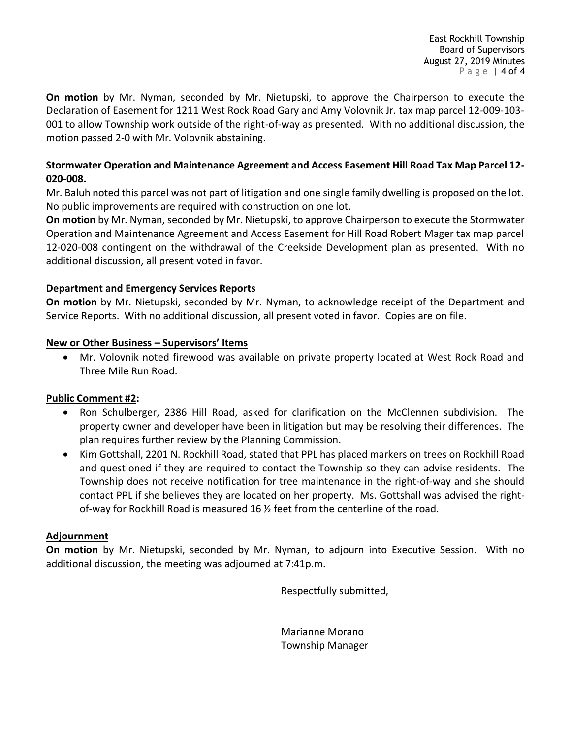**On motion** by Mr. Nyman, seconded by Mr. Nietupski, to approve the Chairperson to execute the Declaration of Easement for 1211 West Rock Road Gary and Amy Volovnik Jr. tax map parcel 12-009-103-001 to allow Township work outside of the right-of-way as presented. With no additional discussion, the motion passed 2-0 with Mr. Volovnik abstaining.

**Stormwater Operation and Maintenance Agreement and Access Easement Hill Road Tax Map Parcel 12-020-008.**

Mr. Baluh noted this parcel was not part of litigation and one single family dwelling is proposed on the lot. No public improvements are required with construction on one lot.

**On motion** by Mr. Nyman, seconded by Mr. Nietupski, to approve Chairperson to execute the Stormwater Operation and Maintenance Agreement and Access Easement for Hill Road Robert Mager tax map parcel 12-020-008 contingent on the withdrawal of the Creekside Development plan as presented. With no additional discussion, all present voted in favor.

**Department and Emergency Services Reports**

**On motion** by Mr. Nietupski, seconded by Mr. Nyman, to acknowledge receipt of the Department and Service Reports. With no additional discussion, all present voted in favor. Copies are on file.

**New or Other Business – Supervisors' Items**

- Mr. Volovnik noted firewood was available on private property located at West Rock Road and Three Mile Run Road.

**Public Comment #2:**

- Ron Schulberger, 2386 Hill Road, asked for clarification on the McClennen subdivision. The property owner and developer have been in litigation but may be resolving their differences. The plan requires further review by the Planning Commission.
- Kim Gottshall, 2201 N. Rockhill Road, stated that PPL has placed markers on trees on Rockhill Road and questioned if they are required to contact the Township so they can advise residents. The Township does not receive notification for tree maintenance in the right-of-way and she should contact PPL if she believes they are located on her property. Ms. Gottshall was advised the right-of-way for Rockhill Road is measured 16 ½ feet from the centerline of the road.

**Adjournment**

**On motion** by Mr. Nietupski, seconded by Mr. Nyman, to adjourn into Executive Session. With no additional discussion, the meeting was adjourned at 7:41p.m.

Respectfully submitted,

Marianne Morano
Township Manager